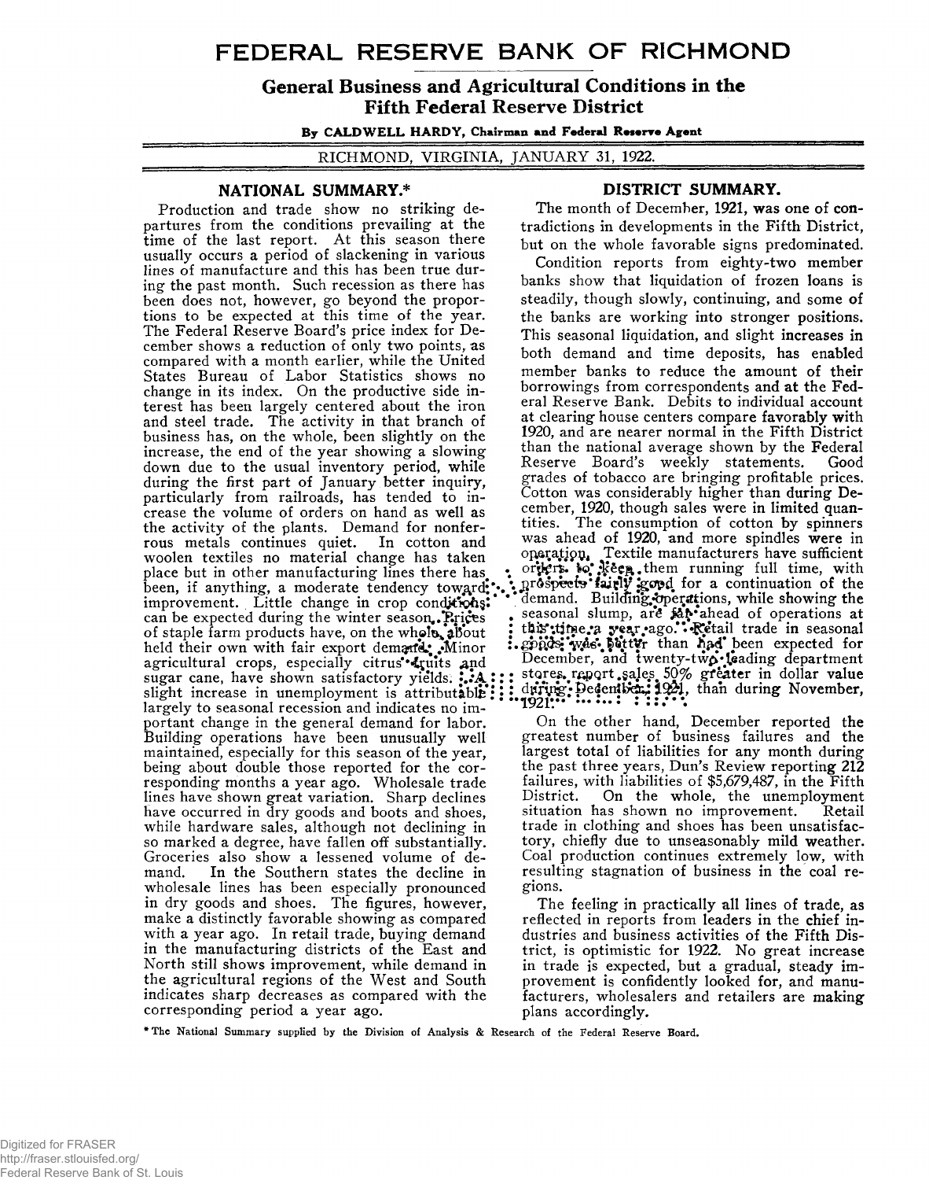# FEDERAL RESERVE BANK OF RICHMOND

## General Business and Agricultural Conditions in the Fifth Federal Reserve District

**By CALDWELL HARDY, Chairman and Federal Reserve Agent**

RICHMOND, VIRGINIA, JANUARY 31, 1922.

### NATIONAL SUMMARY.*

Production and trade show no striking departures from the conditions prevailing at the time of the last report. At this season there usually occurs a period of slackening in various lines of manufacture and this has been true during the past month. Such recession as there has been does not, however, go beyond the proportions to be expected at this time of the year. The Federal Reserve Board's price index for December shows a reduction of only two points, as compared with a month earlier, while the United States Bureau of Labor Statistics shows no change in its index. On the productive side interest has been largely centered about the iron and steel trade. The activity in that branch of business has, on the whole, been slightly on the increase, the end of the year showing a slowing down due to the usual inventory period, while during the first part of January better inquiry, particularly from railroads, has tended to increase the volume of orders on hand as well as the activity of the plants. Demand for nonferrous metals continues quiet. In cotton and woolen textiles no material change has taken place but in other manufacturing lines there has been, if anything, a moderate tendency toward improvement. Little change in crop conditions can be expected during the winter season. Prices of staple farm products have, on the whole, about held their own with fair export demand. Minor agricultural crops, especially citrus fruits and sugar cane, have shown satisfactory yields. A slight increase in unemployment is attributable largely to seasonal recession and indicates no important change in the general demand for labor. Building operations have been unusually well maintained, especially for this season of the year, being about double those reported for the corresponding months a year ago. Wholesale trade lines have shown great variation. Sharp declines have occurred in dry goods and boots and shoes, while hardware sales, although not declining in so marked a degree, have fallen off substantially. Groceries also show a lessened volume of demand. In the Southern states the decline in wholesale lines has been especially pronounced in dry goods and shoes. The figures, however, make a distinctly favorable showing as compared with a year ago. In retail trade, buying demand in the manufacturing districts of the East and North still shows improvement, while demand in the agricultural regions of the West and South indicates sharp decreases as compared with the corresponding period a year ago.

### DISTRICT SUMMARY.

The month of December, 1921, was one of contradictions in developments in the Fifth District, but on the whole favorable signs predominated.

Condition reports from eighty-two member banks show that liquidation of frozen loans is steadily, though slowly, continuing, and some of the banks are working into stronger positions. This seasonal liquidation, and slight increases in both demand and time deposits, has enabled member banks to reduce the amount of their borrowings from correspondents and at the Federal Reserve Bank. Debits to individual account at clearing house centers compare favorably with 1920, and are nearer normal in the Fifth District than the national average shown by the Federal Reserve Board's weekly statements. Good grades of tobacco are bringing profitable prices. Cotton was considerably higher than during December, 1920, though sales were in limited quantities. The consumption of cotton by spinners was ahead of 1920, and more spindles were in operation. Textile manufacturers have sufficient orders to keep them running full time, with prospects fairly good for a continuation of the demand. Building operations, while showing the seasonal slump, are far ahead of operations at this time a year ago. Retail trade in seasonal goods was better than had been expected for December, and twenty-two leading department stores report sales 50% greater in dollar value during December, 1921, than during November, 1921.

On the other hand, December reported the greatest number of business failures and the largest total of liabilities for any month during the past three years, Dun's Review reporting 212 failures, with liabilities of $5,679,487, in the Fifth District. On the whole, the unemployment situation has shown no improvement. Retail trade in clothing and shoes has been unsatisfactory, chiefly due to unseasonably mild weather. Coal production continues extremely low, with resulting stagnation of business in the coal regions.

The feeling in practically all lines of trade, as reflected in reports from leaders in the chief industries and business activities of the Fifth District, is optimistic for 1922. No great increase in trade is expected, but a gradual, steady improvement is confidently looked for, and manufacturers, wholesalers and retailers are making plans accordingly.

*The National Summary supplied by the Division of Analysis & Research of the Federal Reserve Board.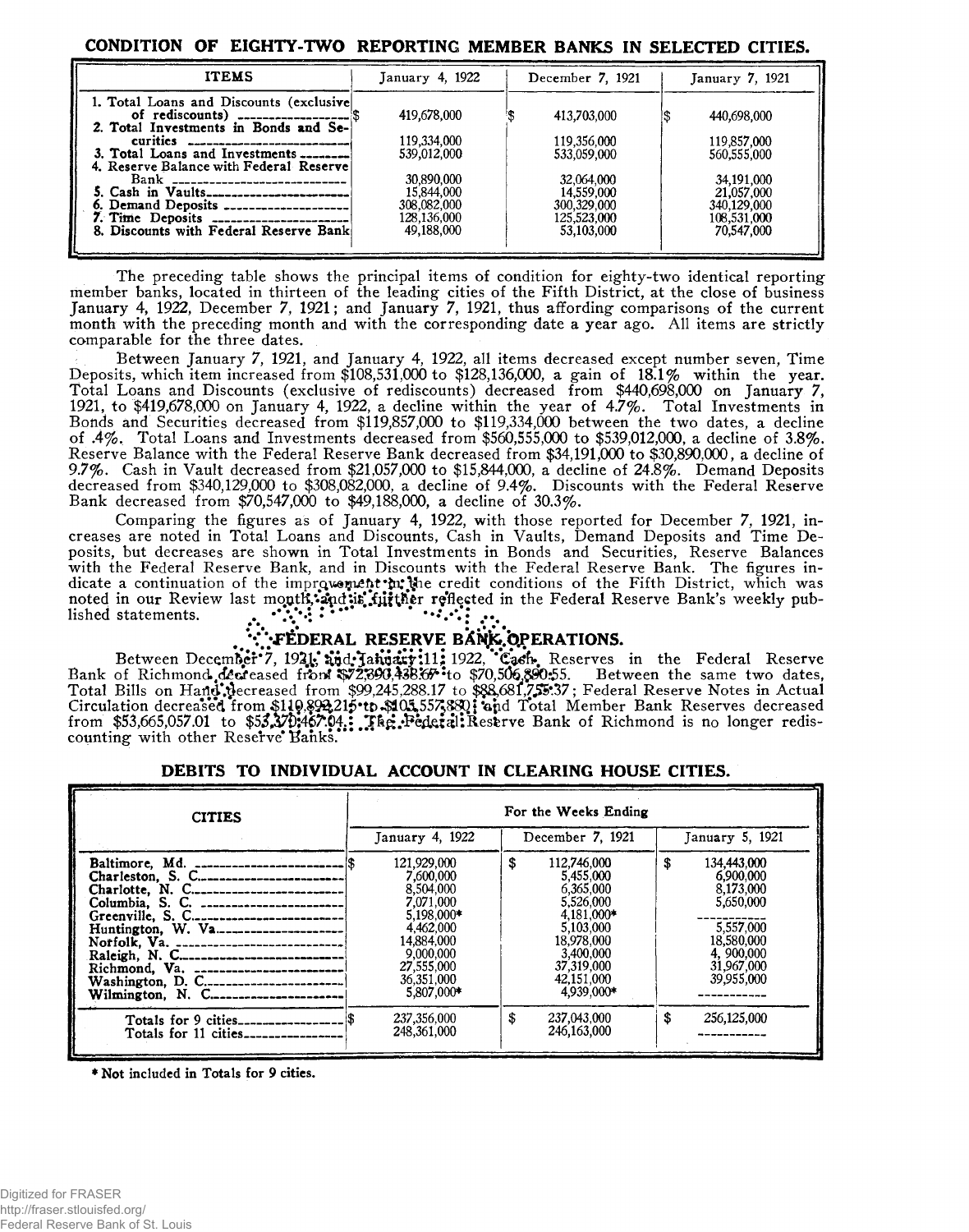## CONDITION OF EIGHTY-TWO REPORTING MEMBER BANKS IN SELECTED CITIES.

| ITEMS | January 4, 1922 | December 7, 1921 | January 7, 1921 |
|---|---|---|---|
| 1. Total Loans and Discounts (exclusive of rediscounts) | $ 419,678,000 | $ 413,703,000 | $ 440,698,000 |
| 2. Total Investments in Bonds and Securities | 119,334,000 | 119,356,000 | 119,857,000 |
| 3. Total Loans and Investments | 539,012,000 | 533,059,000 | 560,555,000 |
| 4. Reserve Balance with Federal Reserve Bank | 30,890,000 | 32,064,000 | 34,191,000 |
| 5. Cash in Vaults | 15,844,000 | 14,559,000 | 21,057,000 |
| 6. Demand Deposits | 308,082,000 | 300,329,000 | 340,129,000 |
| 7. Time Deposits | 128,136,000 | 125,523,000 | 108,531,000 |
| 8. Discounts with Federal Reserve Bank | 49,188,000 | 53,103,000 | 70,547,000 |

The preceding table shows the principal items of condition for eighty-two identical reporting member banks, located in thirteen of the leading cities of the Fifth District, at the close of business January 4, 1922, December 7, 1921; and January 7, 1921, thus affording comparisons of the current month with the preceding month and with the corresponding date a year ago. All items are strictly comparable for the three dates.

Between January 7, 1921, and January 4, 1922, all items decreased except number seven, Time Deposits, which item increased from $108,531,000 to $128,136,000, a gain of 18.1% within the year. Total Loans and Discounts (exclusive of rediscounts) decreased from $440,698,000 on January 7, 1921, to $419,678,000 on January 4, 1922, a decline within the year of 4.7%. Total Investments in Bonds and Securities decreased from $119,857,000 to $119,334,000 between the two dates, a decline of .4%. Total Loans and Investments decreased from $560,555,000 to $539,012,000, a decline of 3.8%. Reserve Balance with the Federal Reserve Bank decreased from $34,191,000 to $30,890,000, a decline of 9.7%. Cash in Vault decreased from $21,057,000 to $15,844,000, a decline of 24.8%. Demand Deposits decreased from $340,129,000 to $308,082,000, a decline of 9.4%. Discounts with the Federal Reserve Bank decreased from $70,547,000 to $49,188,000, a decline of 30.3%.

Comparing the figures as of January 4, 1922, with those reported for December 7, 1921, increases are noted in Total Loans and Discounts, Cash in Vaults, Demand Deposits and Time Deposits, but decreases are shown in Total Investments in Bonds and Securities, Reserve Balances with the Federal Reserve Bank, and in Discounts with the Federal Reserve Bank. The figures indicate a continuation of the improvement in the credit conditions of the Fifth District, which was noted in our Review last month, and is further reflected in the Federal Reserve Bank's weekly published statements.

## FEDERAL RESERVE BANK OPERATIONS.

Between December 7, 1921, and January 11, 1922, Cash Reserves in the Federal Reserve Bank of Richmond decreased from $72,390,438.67 to $70,506,890.55. Between the same two dates, Total Bills on Hand decreased from $99,245,288.17 to $88,681,755.37; Federal Reserve Notes in Actual Circulation decreased from $119,898,215 to $105,557,880; and Total Member Bank Reserves decreased from $53,665,057.01 to $53,370,467.04. The Federal Reserve Bank of Richmond is no longer rediscounting with other Reserve Banks.

## DEBITS TO INDIVIDUAL ACCOUNT IN CLEARING HOUSE CITIES.

| CITIES | For the Weeks Ending | | |
|---|---|---|---|
| | January 4, 1922 | December 7, 1921 | January 5, 1921 |
| Baltimore, Md. | $ 121,929,000 | $ 112,746,000 | $ 134,443,000 |
| Charleston, S. C. | 7,600,000 | 5,455,000 | 6,900,000 |
| Charlotte, N. C. | 8,504,000 | 6,365,000 | 8,173,000 |
| Columbia, S. C. | 7,071,000 | 5,526,000 | 5,650,000 |
| Greenville, S. C. | 5,198,000* | 4,181,000* | ----------- |
| Huntington, W. Va. | 4,462,000 | 5,103,000 | 5,557,000 |
| Norfolk, Va. | 14,884,000 | 18,978,000 | 18,580,000 |
| Raleigh, N. C. | 9,000,000 | 3,400,000 | 4,900,000 |
| Richmond, Va. | 27,555,000 | 37,319,000 | 31,967,000 |
| Washington, D. C. | 36,351,000 | 42,151,000 | 39,955,000 |
| Wilmington, N. C. | 5,807,000* | 4,939,000* | ----------- |
| Totals for 9 cities | $ 237,356,000 | $ 237,043,000 | $ 256,125,000 |
| Totals for 11 cities | 248,361,000 | 246,163,000 | ----------- |

\* Not included in Totals for 9 cities.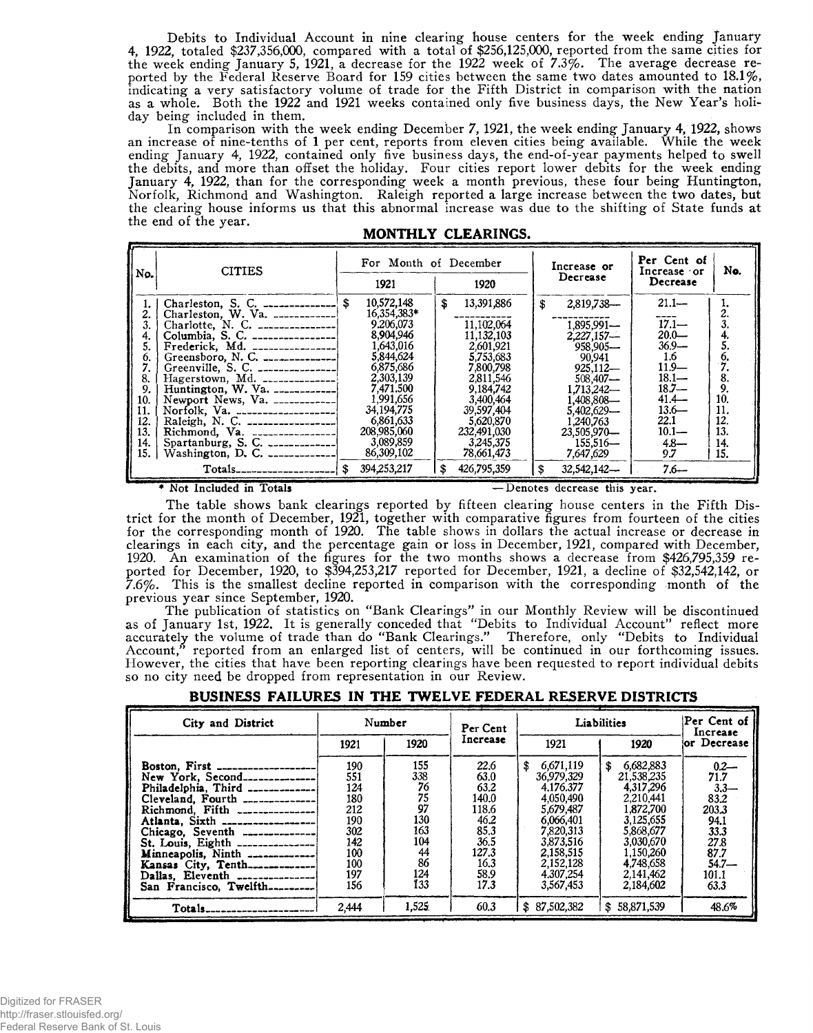Debits to Individual Account in nine clearing house centers for the week ending January 4, 1922, totaled $237,356,000, compared with a total of $256,125,000, reported from the same cities for the week ending January 5, 1921, a decrease for the 1922 week of 7.3%. The average decrease reported by the Federal Reserve Board for 159 cities between the same two dates amounted to 18.1%, indicating a very satisfactory volume of trade for the Fifth District in comparison with the nation as a whole. Both the 1922 and 1921 weeks contained only five business days, the New Year's holiday being included in them.

In comparison with the week ending December 7, 1921, the week ending January 4, 1922, shows an increase of nine-tenths of 1 per cent, reports from eleven cities being available. While the week ending January 4, 1922, contained only five business days, the end-of-year payments helped to swell the debits, and more than offset the holiday. Four cities report lower debits for the week ending January 4, 1922, than for the corresponding week a month previous, these four being Huntington, Norfolk, Richmond and Washington. Raleigh reported a large increase between the two dates, but the clearing house informs us that this abnormal increase was due to the shifting of State funds at the end of the year.

## MONTHLY CLEARINGS.

| No. | CITIES | For Month of December | | Increase or Decrease | Per Cent of Increase or Decrease | No. |
|---|---|---|---|---|---|---|
| | | 1921 | 1920 | | | |
| 1. | Charleston, S. C. | $ 10,572,148 | $ 13,391,886 | $ 2,819,738— | 21.1— | 1. |
| 2. | Charleston, W. Va. | 16,354,383* | ---------- | ---------- | ---- | 2. |
| 3. | Charlotte, N. C. | 9,206,073 | 11,102,064 | 1,895,991— | 17.1— | 3. |
| 4. | Columbia, S. C. | 8,904,946 | 11,132,103 | 2,227,157— | 20.0— | 4. |
| 5. | Frederick, Md. | 1,643,016 | 2,601,921 | 958,905— | 36.9— | 5. |
| 6. | Greensboro, N. C. | 5,844,624 | 5,753,683 | 90,941 | 1.6 | 6. |
| 7. | Greenville, S. C. | 6,875,686 | 7,800,798 | 925,112— | 11.9— | 7. |
| 8. | Hagerstown, Md. | 2,303,139 | 2,811,546 | 508,407— | 18.1— | 8. |
| 9. | Huntington, W. Va. | 7,471,500 | 9,184,742 | 1,713,242— | 18.7— | 9. |
| 10. | Newport News, Va. | 1,991,656 | 3,400,464 | 1,408,808— | 41.4— | 10. |
| 11. | Norfolk, Va. | 34,194,775 | 39,597,404 | 5,402,629— | 13.6— | 11. |
| 12. | Raleigh, N. C. | 6,861,633 | 5,620,870 | 1,240,763 | 22.1 | 12. |
| 13. | Richmond, Va. | 208,985,060 | 232,491,030 | 23,505,970— | 10.1— | 13. |
| 14. | Spartanburg, S. C. | 3,089,859 | 3,245,375 | 155,516— | 4.8— | 14. |
| 15. | Washington, D. C. | 86,309,102 | 78,661,473 | 7,647,629 | 9.7 | 15. |
| | Totals | $ 394,253,217 | $ 426,795,359 | $ 32,542,142— | 7.6— | |

\* Not Included in Totals — Denotes decrease this year.

The table shows bank clearings reported by fifteen clearing house centers in the Fifth District for the month of December, 1921, together with comparative figures from fourteen of the cities for the corresponding month of 1920. The table shows in dollars the actual increase or decrease in clearings in each city, and the percentage gain or loss in December, 1921, compared with December, 1920. An examination of the figures for the two months shows a decrease from $426,795,359 reported for December, 1920, to $394,253,217 reported for December, 1921, a decline of $32,542,142, or 7.6%. This is the smallest decline reported in comparison with the corresponding month of the previous year since September, 1920.

The publication of statistics on "Bank Clearings" in our Monthly Review will be discontinued as of January 1st, 1922. It is generally conceded that "Debits to Individual Account" reflect more accurately the volume of trade than do "Bank Clearings." Therefore, only "Debits to Individual Account," reported from an enlarged list of centers, will be continued in our forthcoming issues. However, the cities that have been reporting clearings have been requested to report individual debits so no city need be dropped from representation in our Review.

## BUSINESS FAILURES IN THE TWELVE FEDERAL RESERVE DISTRICTS

| City and District | Number | | Per Cent Increase | Liabilities | | Per Cent of Increase or Decrease |
|---|---|---|---|---|---|---|
| | 1921 | 1920 | | 1921 | 1920 | |
| Boston, First | 190 | 155 | 22.6 | $ 6,671,119 | $ 6,682,883 | 0.2— |
| New York, Second | 551 | 338 | 63.0 | 36,979,329 | 21,538,235 | 71.7 |
| Philadelphia, Third | 124 | 76 | 63.2 | 4,176,377 | 4,317,296 | 3.3— |
| Cleveland, Fourth | 180 | 75 | 140.0 | 4,050,490 | 2,210,441 | 83.2 |
| Richmond, Fifth | 212 | 97 | 118.6 | 5,679,487 | 1,872,700 | 203.3 |
| Atlanta, Sixth | 190 | 130 | 46.2 | 6,066,401 | 3,125,655 | 94.1 |
| Chicago, Seventh | 302 | 163 | 85.3 | 7,820,313 | 5,868,677 | 33.3 |
| St. Louis, Eighth | 142 | 104 | 36.5 | 3,873,516 | 3,030,670 | 27.8 |
| Minneapolis, Ninth | 100 | 44 | 127.3 | 2,158,515 | 1,150,260 | 87.7 |
| Kansas City, Tenth | 100 | 86 | 16.3 | 2,152,128 | 4,748,658 | 54.7— |
| Dallas, Eleventh | 197 | 124 | 58.9 | 4,307,254 | 2,141,462 | 101.1 |
| San Francisco, Twelfth | 156 | 133 | 17.3 | 3,567,453 | 2,184,602 | 63.3 |
| Totals | 2,444 | 1,525 | 60.3 | $ 87,502,382 | $ 58,871,539 | 48.6% |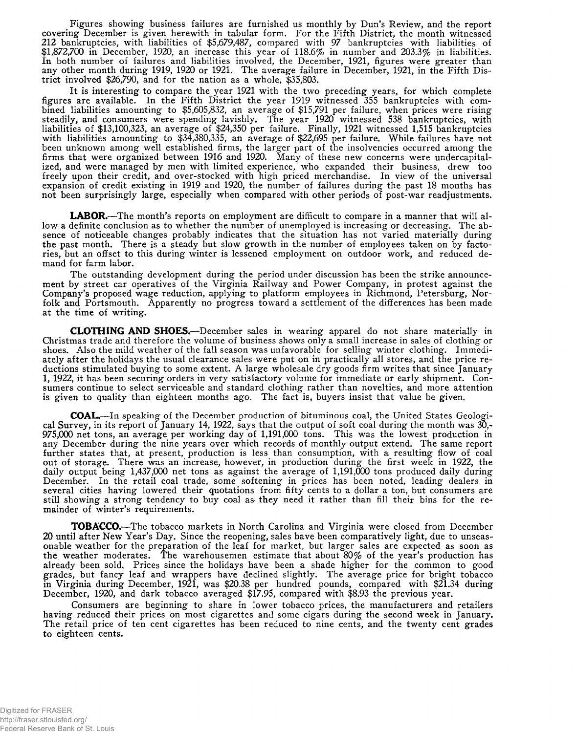Figures showing business failures are furnished us monthly by Dun's Review, and the report covering December is given herewith in tabular form. For the Fifth District, the month witnessed 212 bankruptcies, with liabilities of $5,679,487, compared with 97 bankruptcies with liabilities of $1,872,700 in December, 1920, an increase this year of 118.6% in number and 203.3% in liabilities. In both number of failures and liabilities involved, the December, 1921, figures were greater than any other month during 1919, 1920 or 1921. The average failure in December, 1921, in the Fifth District involved $26,790, and for the nation as a whole, $35,803.

It is interesting to compare the year 1921 with the two preceding years, for which complete figures are available. In the Fifth District the year 1919 witnessed 355 bankruptcies with combined liabilities amounting to $5,605,832, an average of $15,791 per failure, when prices were rising steadily, and consumers were spending lavishly. The year 1920 witnessed 538 bankruptcies, with liabilities of $13,100,323, an average of $24,350 per failure. Finally, 1921 witnessed 1,515 bankruptcies with liabilities amounting to $34,380,335, an average of $22,695 per failure. While failures have not been unknown among well established firms, the larger part of the insolvencies occurred among the firms that were organized between 1916 and 1920. Many of these new concerns were undercapitalized, and were managed by men with limited experience, who expanded their business, drew too freely upon their credit, and over-stocked with high priced merchandise. In view of the universal expansion of credit existing in 1919 and 1920, the number of failures during the past 18 months has not been surprisingly large, especially when compared with other periods of post-war readjustments.

**LABOR.**—The month's reports on employment are difficult to compare in a manner that will allow a definite conclusion as to whether the number of unemployed is increasing or decreasing. The absence of noticeable changes probably indicates that the situation has not varied materially during the past month. There is a steady but slow growth in the number of employees taken on by factories, but an offset to this during winter is lessened employment on outdoor work, and reduced demand for farm labor.

The outstanding development during the period under discussion has been the strike announcement by street car operatives of the Virginia Railway and Power Company, in protest against the Company's proposed wage reduction, applying to platform employees in Richmond, Petersburg, Norfolk and Portsmouth. Apparently no progress toward a settlement of the differences has been made at the time of writing.

**CLOTHING AND SHOES.**—December sales in wearing apparel do not share materially in Christmas trade and therefore the volume of business shows only a small increase in sales of clothing or shoes. Also the mild weather of the fall season was unfavorable for selling winter clothing. Immediately after the holidays the usual clearance sales were put on in practically all stores, and the price reductions stimulated buying to some extent. A large wholesale dry goods firm writes that since January 1, 1922, it has been securing orders in very satisfactory volume for immediate or early shipment. Consumers continue to select serviceable and standard clothing rather than novelties, and more attention is given to quality than eighteen months ago. The fact is, buyers insist that value be given.

**COAL.**—In speaking of the December production of bituminous coal, the United States Geological Survey, in its report of January 14, 1922, says that the output of soft coal during the month was 30,975,000 net tons, an average per working day of 1,191,000 tons. This was the lowest production in any December during the nine years over which records of monthly output extend. The same report further states that, at present, production is less than consumption, with a resulting flow of coal out of storage. There was an increase, however, in production during the first week in 1922, the daily output being 1,437,000 net tons as against the average of 1,191,000 tons produced daily during December. In the retail coal trade, some softening in prices has been noted, leading dealers in several cities having lowered their quotations from fifty cents to a dollar a ton, but consumers are still showing a strong tendency to buy coal as they need it rather than fill their bins for the remainder of winter's requirements.

**TOBACCO.**—The tobacco markets in North Carolina and Virginia were closed from December 20 until after New Year's Day. Since the reopening, sales have been comparatively light, due to unseasonable weather for the preparation of the leaf for market, but larger sales are expected as soon as the weather moderates. The warehousemen estimate that about 80% of the year's production has already been sold. Prices since the holidays have been a shade higher for the common to good grades, but fancy leaf and wrappers have declined slightly. The average price for bright tobacco in Virginia during December, 1921, was $20.38 per hundred pounds, compared with $21.34 during December, 1920, and dark tobacco averaged $17.95, compared with $8.93 the previous year.

Consumers are beginning to share in lower tobacco prices, the manufacturers and retailers having reduced their prices on most cigarettes and some cigars during the second week in January. The retail price of ten cent cigarettes has been reduced to nine cents, and the twenty cent grades to eighteen cents.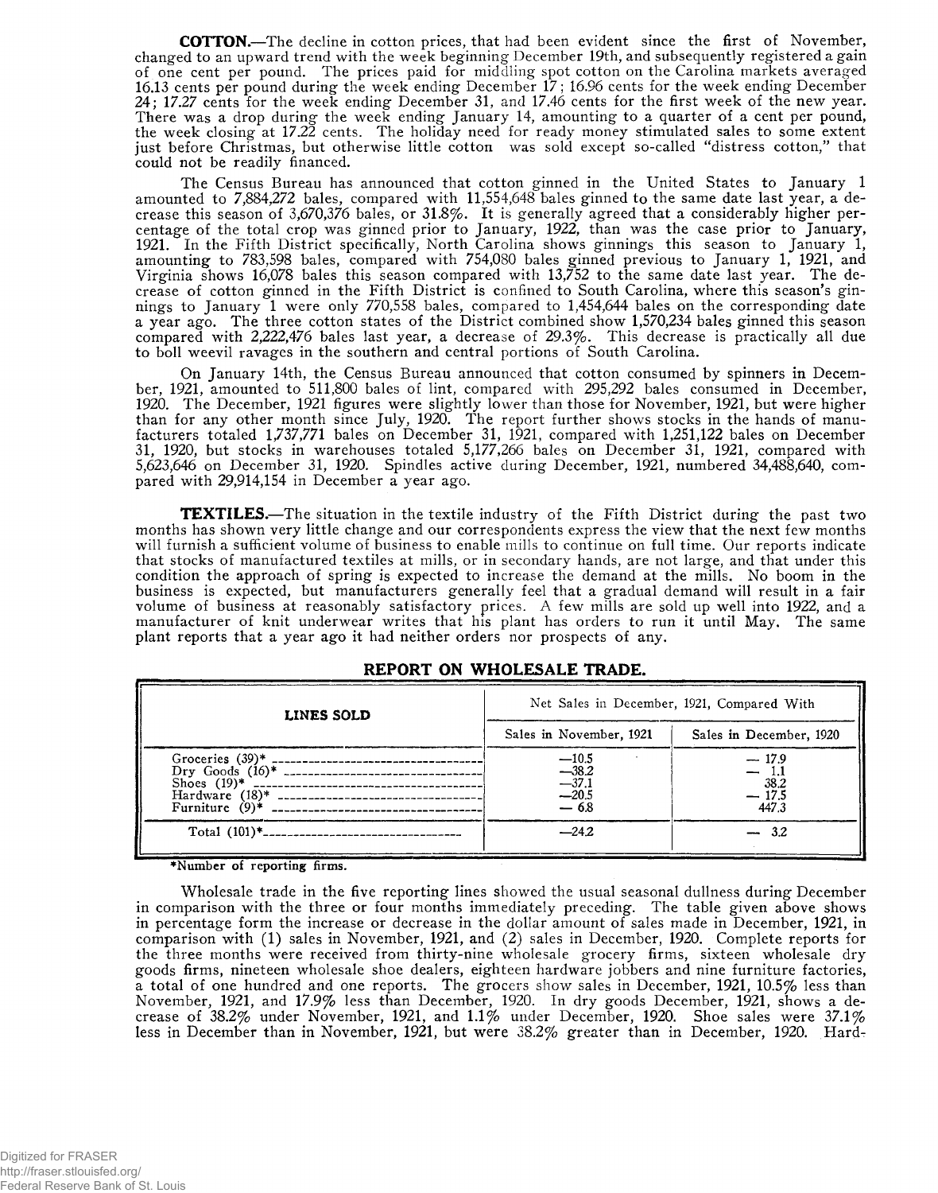**COTTON.**—The decline in cotton prices, that had been evident since the first of November, changed to an upward trend with the week beginning December 19th, and subsequently registered a gain of one cent per pound. The prices paid for middling spot cotton on the Carolina markets averaged 16.13 cents per pound during the week ending December 17; 16.96 cents for the week ending December 24; 17.27 cents for the week ending December 31, and 17.46 cents for the first week of the new year. There was a drop during the week ending January 14, amounting to a quarter of a cent per pound, the week closing at 17.22 cents. The holiday need for ready money stimulated sales to some extent just before Christmas, but otherwise little cotton was sold except so-called "distress cotton," that could not be readily financed.

The Census Bureau has announced that cotton ginned in the United States to January 1 amounted to 7,884,272 bales, compared with 11,554,648 bales ginned to the same date last year, a decrease this season of 3,670,376 bales, or 31.8%. It is generally agreed that a considerably higher percentage of the total crop was ginned prior to January, 1922, than was the case prior to January, 1921. In the Fifth District specifically, North Carolina shows ginnings this season to January 1, amounting to 783,598 bales, compared with 754,080 bales ginned previous to January 1, 1921, and Virginia shows 16,078 bales this season compared with 13,752 to the same date last year. The decrease of cotton ginned in the Fifth District is confined to South Carolina, where this season's ginnings to January 1 were only 770,558 bales, compared to 1,454,644 bales on the corresponding date a year ago. The three cotton states of the District combined show 1,570,234 bales ginned this season compared with 2,222,476 bales last year, a decrease of 29.3%. This decrease is practically all due to boll weevil ravages in the southern and central portions of South Carolina.

On January 14th, the Census Bureau announced that cotton consumed by spinners in December, 1921, amounted to 511,800 bales of lint, compared with 295,292 bales consumed in December, 1920. The December, 1921 figures were slightly lower than those for November, 1921, but were higher than for any other month since July, 1920. The report further shows stocks in the hands of manufacturers totaled 1,737,771 bales on December 31, 1921, compared with 1,251,122 bales on December 31, 1920, but stocks in warehouses totaled 5,177,266 bales on December 31, 1921, compared with 5,623,646 on December 31, 1920. Spindles active during December, 1921, numbered 34,488,640, compared with 29,914,154 in December a year ago.

**TEXTILES.**—The situation in the textile industry of the Fifth District during the past two months has shown very little change and our correspondents express the view that the next few months will furnish a sufficient volume of business to enable mills to continue on full time. Our reports indicate that stocks of manufactured textiles at mills, or in secondary hands, are not large, and that under this condition the approach of spring is expected to increase the demand at the mills. No boom in the business is expected, but manufacturers generally feel that a gradual demand will result in a fair volume of business at reasonably satisfactory prices. A few mills are sold up well into 1922, and a manufacturer of knit underwear writes that his plant has orders to run it until May. The same plant reports that a year ago it had neither orders nor prospects of any.

## REPORT ON WHOLESALE TRADE.

| LINES SOLD | Net Sales in December, 1921, Compared With | |
|---|---|---|
| | Sales in November, 1921 | Sales in December, 1920 |
| Groceries (39)* | —10.5 | — 17.9 |
| Dry Goods (16)* | —38.2 | — 1.1 |
| Shoes (19)* | —37.1 | 38.2 |
| Hardware (18)* | —20.5 | — 17.5 |
| Furniture (9)* | — 6.8 | 447.3 |
| Total (101)* | —24.2 | — 3.2 |

*Number of reporting firms.

Wholesale trade in the five reporting lines showed the usual seasonal dullness during December in comparison with the three or four months immediately preceding. The table given above shows in percentage form the increase or decrease in the dollar amount of sales made in December, 1921, in comparison with (1) sales in November, 1921, and (2) sales in December, 1920. Complete reports for the three months were received from thirty-nine wholesale grocery firms, sixteen wholesale dry goods firms, nineteen wholesale shoe dealers, eighteen hardware jobbers and nine furniture factories, a total of one hundred and one reports. The grocers show sales in December, 1921, 10.5% less than November, 1921, and 17.9% less than December, 1920. In dry goods December, 1921, shows a decrease of 38.2% under November, 1921, and 1.1% under December, 1920. Shoe sales were 37.1% less in December than in November, 1921, but were 38.2% greater than in December, 1920. Hard-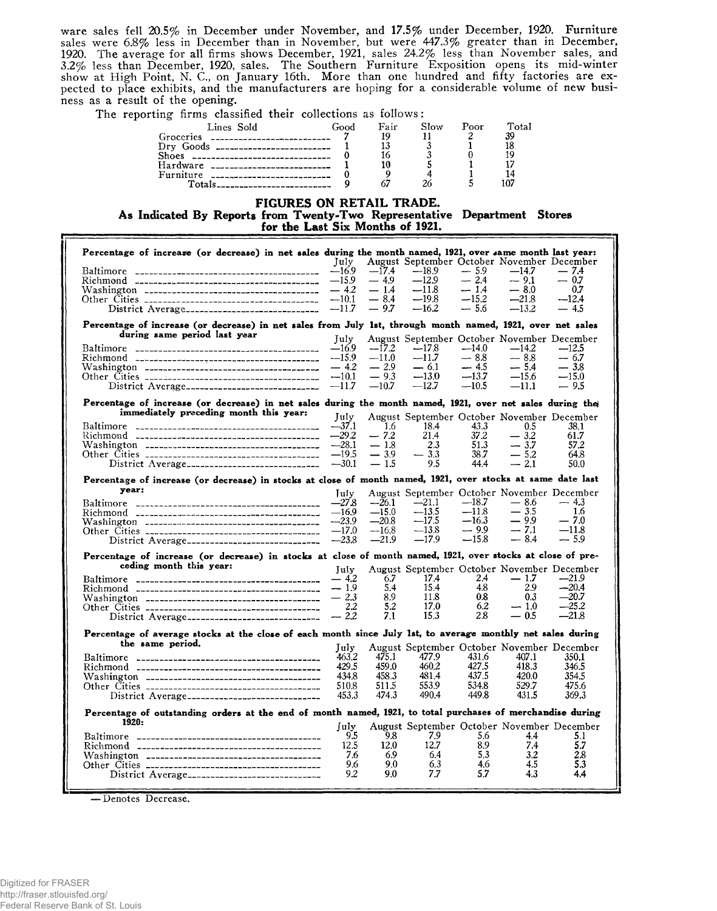ware sales fell 20.5% in December under November, and 17.5% under December, 1920. Furniture sales were 6.8% less in December than in November, but were 447.3% greater than in December, 1920. The average for all firms shows December, 1921, sales 24.2% less than November sales, and 3.2% less than December, 1920, sales. The Southern Furniture Exposition opens its mid-winter show at High Point, N. C., on January 16th. More than one hundred and fifty factories are expected to place exhibits, and the manufacturers are hoping for a considerable volume of new business as a result of the opening.

The reporting firms classified their collections as follows:

| Lines Sold | Good | Fair | Slow | Poor | Total |
|---|---|---|---|---|---|
| Groceries | 7 | 19 | 11 | 2 | 39 |
| Dry Goods | 1 | 13 | 3 | 1 | 18 |
| Shoes | 0 | 16 | 3 | 0 | 19 |
| Hardware | 1 | 10 | 5 | 1 | 17 |
| Furniture | 0 | 9 | 4 | 1 | 14 |
| Totals | 9 | 67 | 26 | 5 | 107 |

## FIGURES ON RETAIL TRADE.

### As Indicated By Reports from Twenty-Two Representative Department Stores for the Last Six Months of 1921.

**Percentage of increase (or decrease) in net sales during the month named, 1921, over same month last year:**

| | July | August | September | October | November | December |
|---|---|---|---|---|---|---|
| Baltimore | —16.9 | —17.4 | —18.9 | — 5.9 | —14.7 | — 7.4 |
| Richmond | —15.9 | — 4.9 | —12.9 | — 2.4 | — 9.1 | — 0.7 |
| Washington | — 4.2 | — 1.4 | —11.8 | — 1.4 | — 8.0 | 0.7 |
| Other Cities | —10.1 | — 8.4 | —19.8 | —15.2 | —21.8 | —12.4 |
| District Average | —11.7 | — 9.7 | —16.2 | — 5.6 | —13.2 | — 4.5 |

**Percentage of increase (or decrease) in net sales from July 1st, through month named, 1921, over net sales during same period last year**

| | July | August | September | October | November | December |
|---|---|---|---|---|---|---|
| Baltimore | —16.9 | —17.2 | —17.8 | —14.0 | —14.2 | —12.5 |
| Richmond | —15.9 | —11.0 | —11.7 | — 8.8 | — 8.8 | — 6.7 |
| Washington | — 4.2 | — 2.9 | — 6.1 | — 4.5 | — 5.4 | — 3.8 |
| Other Cities | —10.1 | — 9.3 | —13.0 | —13.7 | —15.6 | —15.0 |
| District Average | —11.7 | —10.7 | —12.7 | —10.5 | —11.1 | — 9.5 |

**Percentage of increase (or decrease) in net sales during the month named, 1921, over net sales during the immediately preceding month this year:**

| | July | August | September | October | November | December |
|---|---|---|---|---|---|---|
| Baltimore | —37.1 | 1.6 | 18.4 | 43.3 | 0.5 | 38.1 |
| Richmond | —29.2 | — 7.2 | 21.4 | 37.2 | — 3.2 | 61.7 |
| Washington | —28.1 | — 1.8 | 2.3 | 51.3 | — 3.7 | 57.2 |
| Other Cities | —19.5 | — 3.9 | — 3.3 | 38.7 | — 5.2 | 64.8 |
| District Average | —30.1 | — 1.5 | 9.5 | 44.4 | — 2.1 | 50.0 |

**Percentage of increase (or decrease) in stocks at close of month named, 1921, over stocks at same date last year:**

| | July | August | September | October | November | December |
|---|---|---|---|---|---|---|
| Baltimore | —27.8 | —26.1 | —21.1 | —18.7 | — 8.6 | — 4.3 |
| Richmond | —16.9 | —15.0 | —13.5 | —11.8 | — 3.5 | 1.6 |
| Washington | —23.9 | —20.8 | —17.5 | —16.3 | — 9.9 | — 7.0 |
| Other Cities | —17.0 | —16.8 | —13.8 | — 9.9 | — 7.1 | —11.8 |
| District Average | —23.8 | —21.9 | —17.9 | —15.8 | — 8.4 | — 5.9 |

**Percentage of increase (or decrease) in stocks at close of month named, 1921, over stocks at close of preceding month this year:**

| | July | August | September | October | November | December |
|---|---|---|---|---|---|---|
| Baltimore | — 4.2 | 6.7 | 17.4 | 2.4 | — 1.7 | —21.9 |
| Richmond | — 1.9 | 5.4 | 15.4 | 4.8 | 2.9 | —20.4 |
| Washington | — 2.3 | 8.9 | 11.8 | 0.8 | 0.3 | —20.7 |
| Other Cities | 2.2 | 5.2 | 17.0 | 6.2 | — 1.0 | —25.2 |
| District Average | — 2.2 | 7.1 | 15.3 | 2.8 | — 0.5 | —21.8 |

**Percentage of average stocks at the close of each month since July 1st, to average monthly net sales during the same period.**

| | July | August | September | October | November | December |
|---|---|---|---|---|---|---|
| Baltimore | 463.2 | 475.1 | 477.9 | 431.6 | 407.1 | 350.1 |
| Richmond | 429.5 | 459.0 | 460.2 | 427.5 | 418.3 | 346.5 |
| Washington | 434.8 | 458.3 | 481.4 | 437.5 | 420.0 | 354.5 |
| Other Cities | 510.8 | 511.5 | 553.9 | 534.8 | 529.7 | 475.6 |
| District Average | 453.3 | 474.3 | 490.4 | 449.8 | 431.5 | 369.3 |

**Percentage of outstanding orders at the end of month named, 1921, to total purchases of merchandise during 1920:**

| | July | August | September | October | November | December |
|---|---|---|---|---|---|---|
| Baltimore | 9.5 | 9.8 | 7.9 | 5.6 | 4.4 | 5.1 |
| Richmond | 12.5 | 12.0 | 12.7 | 8.9 | 7.4 | 5.7 |
| Washington | 7.6 | 6.9 | 6.4 | 5.3 | 3.2 | 2.8 |
| Other Cities | 9.6 | 9.0 | 6.3 | 4.6 | 4.5 | 5.3 |
| District Average | 9.2 | 9.0 | 7.7 | 5.7 | 4.3 | 4.4 |

— Denotes Decrease.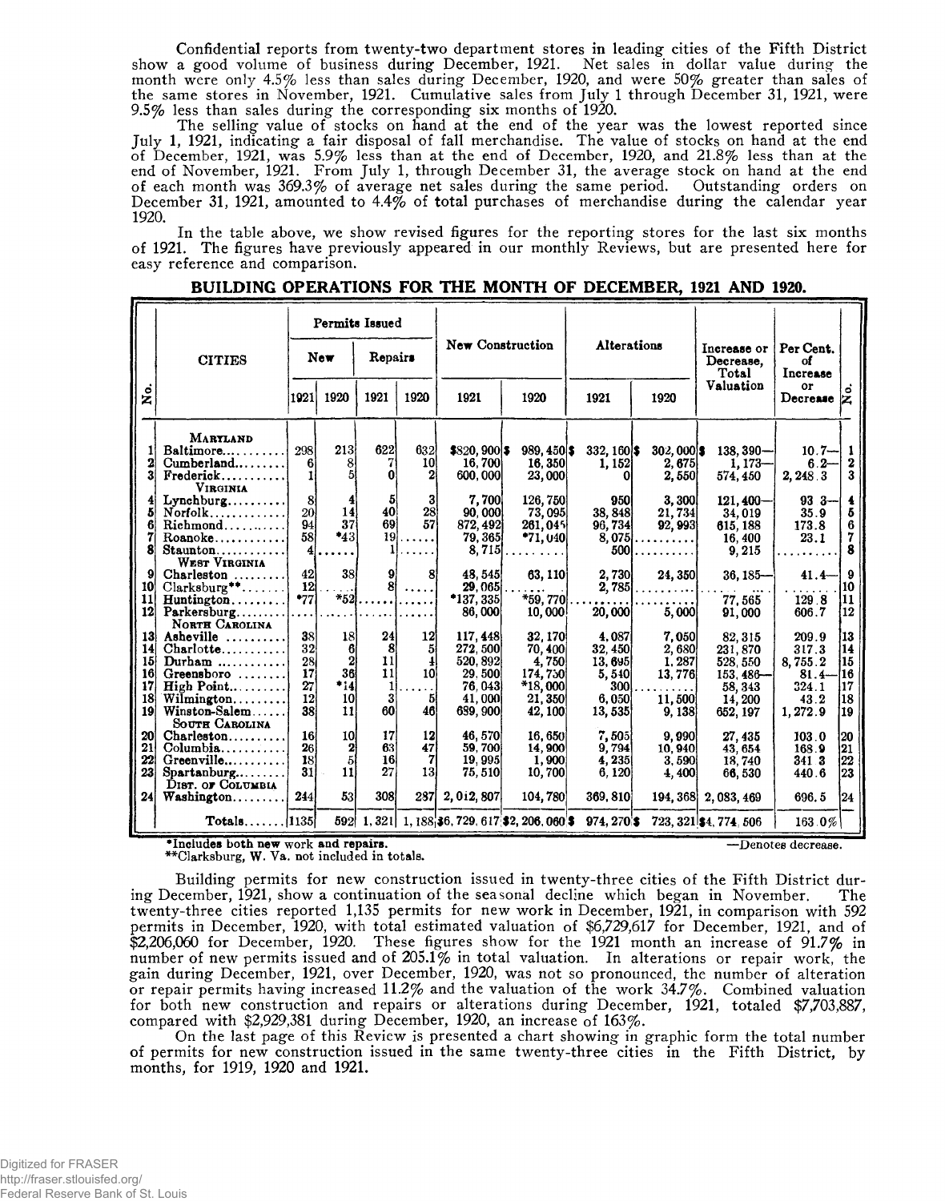Confidential reports from twenty-two department stores in leading cities of the Fifth District show a good volume of business during December, 1921. Net sales in dollar value during the month were only 4.5% less than sales during December, 1920, and were 50% greater than sales of the same stores in November, 1921. Cumulative sales from July 1 through December 31, 1921, were 9.5% less than sales during the corresponding six months of 1920.

The selling value of stocks on hand at the end of the year was the lowest reported since July 1, 1921, indicating a fair disposal of fall merchandise. The value of stocks on hand at the end of December, 1921, was 5.9% less than at the end of December, 1920, and 21.8% less than at the end of November, 1921. From July 1, through December 31, the average stock on hand at the end of each month was 369.3% of average net sales during the same period. Outstanding orders on December 31, 1921, amounted to 4.4% of total purchases of merchandise during the calendar year 1920.

In the table above, we show revised figures for the reporting stores for the last six months of 1921. The figures have previously appeared in our monthly Reviews, but are presented here for easy reference and comparison.

## BUILDING OPERATIONS FOR THE MONTH OF DECEMBER, 1921 AND 1920.

| No. | CITIES | Permits Issued | | | | New Construction | | Alterations | | Increase or Decrease, Total Valuation | Per Cent. of Increase or Decrease | No. |
|---|---|---|---|---|---|---|---|---|---|---|---|---|
| | | New | | Repairs | | | | | | | | |
| | | 1921 | 1920 | 1921 | 1920 | 1921 | 1920 | 1921 | 1920 | | | |
| | **MARYLAND** | | | | | | | | | | | |
| 1 | Baltimore | 298 | 213 | 622 | 632 | $820,900 | $989,450 | $332,160 | $302,000 | $138,390— | 10.7— | 1 |
| 2 | Cumberland | 6 | 8 | 7 | 10 | 16,700 | 16,350 | 1,152 | 2,675 | 1,173— | 6.2— | 2 |
| 3 | Frederick | 1 | 5 | 0 | 2 | 600,000 | 23,000 | 0 | 2,550 | 574,450 | 2,248.3 | 3 |
| | **VIRGINIA** | | | | | | | | | | | |
| 4 | Lynchburg | 8 | 4 | 5 | 3 | 7,700 | 126,750 | 950 | 3,300 | 121,400— | 93.3— | 4 |
| 5 | Norfolk | 20 | 14 | 40 | 28 | 90,000 | 73,095 | 38,848 | 21,734 | 34,019 | 35.9 | 5 |
| 6 | Richmond | 94 | 37 | 69 | 57 | 872,492 | 261,045 | 96,734 | 92,993 | 615,188 | 173.8 | 6 |
| 7 | Roanoke | 58 | *43 | 19 | ...... | 79,365 | *71,040 | 8,075 | .......... | 16,400 | 23.1 | 7 |
| 8 | Staunton | 4 | ...... | 1 | ...... | 8,715 | .......... | 500 | .......... | 9,215 | .......... | 8 |
| | **WEST VIRGINIA** | | | | | | | | | | | |
| 9 | Charleston | 42 | 38 | 9 | 8 | 48,545 | 63,110 | 2,730 | 24,350 | 36,185— | 41.4— | 9 |
| 10 | Clarksburg** | 12 | ...... | 8 | ...... | 29,065 | .......... | 2,785 | .......... | ... | .......... | 10 |
| 11 | Huntington | *77 | *52 | ...... | ...... | *137,335 | *59,770 | .......... | .......... | 77,565 | 129.8 | 11 |
| 12 | Parkersburg | ...... | ...... | ...... | ...... | 86,000 | 10,000 | 20,000 | 5,000 | 91,000 | 606.7 | 12 |
| | **NORTH CAROLINA** | | | | | | | | | | | |
| 13 | Asheville | 38 | 18 | 24 | 12 | 117,448 | 32,170 | 4,087 | 7,050 | 82,315 | 209.9 | 13 |
| 14 | Charlotte | 32 | 6 | 8 | 5 | 272,500 | 70,400 | 32,450 | 2,680 | 231,870 | 317.3 | 14 |
| 15 | Durham | 28 | 2 | 11 | 4 | 520,892 | 4,750 | 13,695 | 1,287 | 528,550 | 8,755.2 | 15 |
| 16 | Greensboro | 17 | 36 | 11 | 10 | 29,500 | 174,750 | 5,540 | 13,776 | 153,486— | 81.4— | 16 |
| 17 | High Point | 27 | *14 | 1 | ...... | 76,043 | *18,000 | 300 | .......... | 58,343 | 324.1 | 17 |
| 18 | Wilmington | 12 | 10 | 3 | 5 | 41,000 | 21,350 | 6,050 | 11,500 | 14,200 | 43.2 | 18 |
| 19 | Winston-Salem | 38 | 11 | 60 | 46 | 689,900 | 42,100 | 13,535 | 9,138 | 652,197 | 1,272.9 | 19 |
| | **SOUTH CAROLINA** | | | | | | | | | | | |
| 20 | Charleston | 16 | 10 | 17 | 12 | 46,570 | 16,650 | 7,505 | 9,990 | 27,435 | 103.0 | 20 |
| 21 | Columbia | 26 | 2 | 63 | 47 | 59,700 | 14,900 | 9,794 | 10,940 | 43,654 | 168.9 | 21 |
| 22 | Greenville | 18 | 5 | 16 | 7 | 19,995 | 1,900 | 4,235 | 3,590 | 18,740 | 341.3 | 22 |
| 23 | Spartanburg | 31 | 11 | 27 | 13 | 75,510 | 10,700 | 6,120 | 4,400 | 66,530 | 440.6 | 23 |
| | **DIST. OF COLUMBIA** | | | | | | | | | | | |
| 24 | Washington | 244 | 53 | 308 | 287 | 2,012,807 | 104,780 | 369,810 | 194,368 | 2,083,469 | 696.5 | 24 |
| | **Totals** | 1135 | 592 | 1,321 | 1,188 | $6,729,617 | $2,206,060 | $974,270 | $723,321 | $4,774,506 | 163.0% | |

*Includes both new work and repairs. —Denotes decrease.
**Clarksburg, W. Va. not included in totals.

Building permits for new construction issued in twenty-three cities of the Fifth District during December, 1921, show a continuation of the seasonal decline which began in November. The twenty-three cities reported 1,135 permits for new work in December, 1921, in comparison with 592 permits in December, 1920, with total estimated valuation of $6,729,617 for December, 1921, and of $2,206,060 for December, 1920. These figures show for the 1921 month an increase of 91.7% in number of new permits issued and of 205.1% in total valuation. In alterations or repair work, the gain during December, 1921, over December, 1920, was not so pronounced, the number of alteration or repair permits having increased 11.2% and the valuation of the work 34.7%. Combined valuation for both new construction and repairs or alterations during December, 1921, totaled $7,703,887, compared with $2,929,381 during December, 1920, an increase of 163%.

On the last page of this Review is presented a chart showing in graphic form the total number of permits for new construction issued in the same twenty-three cities in the Fifth District, by months, for 1919, 1920 and 1921.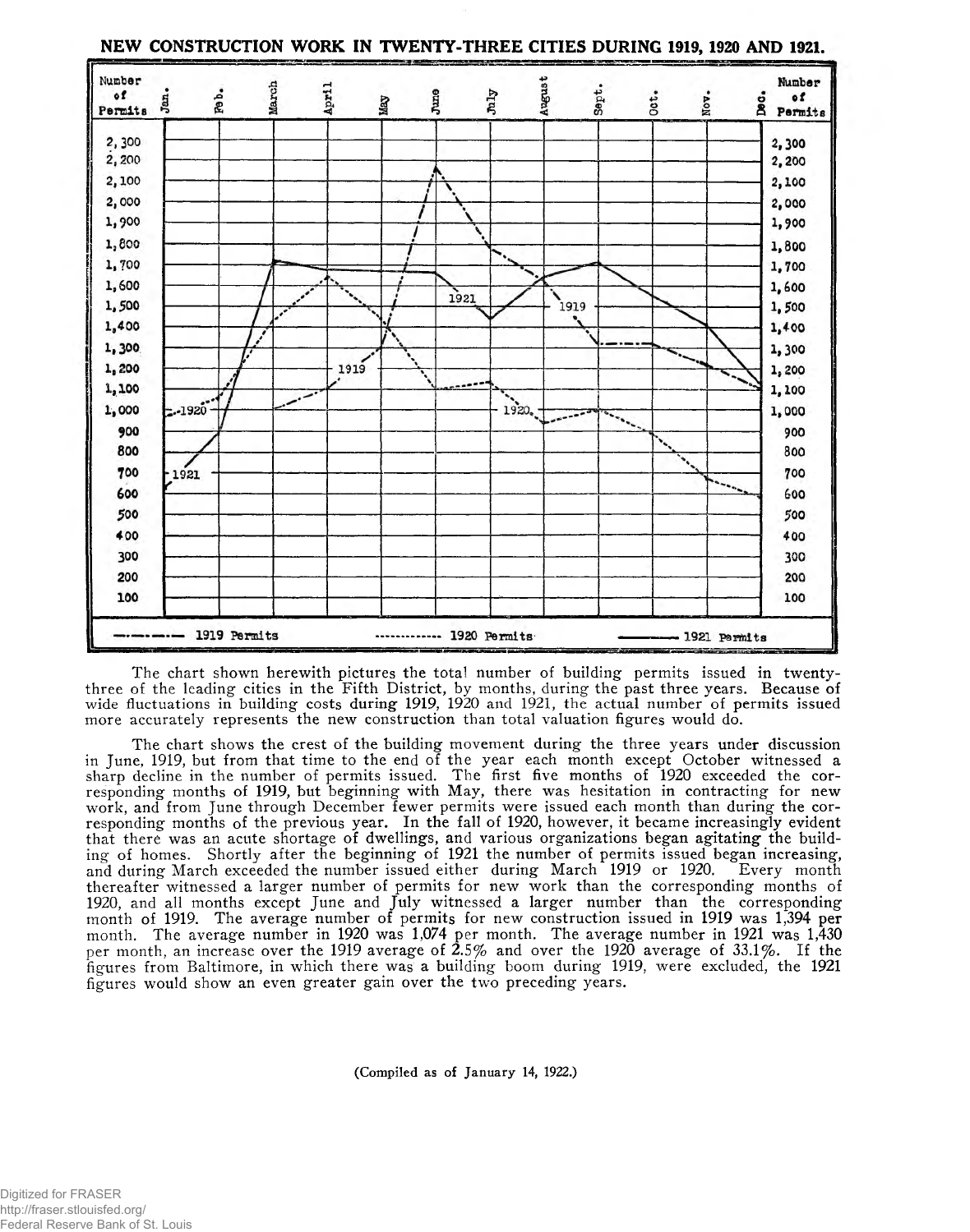## NEW CONSTRUCTION WORK IN TWENTY-THREE CITIES DURING 1919, 1920 AND 1921.

Number of Permits

Jan. Feb. March April May June July August Sept. Oct. Nov. Dec.

2,300
2,200
2,100
2,000
1,900
1,800
1,700
1,600
1,500
1,400
1,300
1,200
1,100
1,000
900
800
700
600
500
400
300
200
100

1919
1920
1921

1919 Permits
1920 Permits
1921 Permits

The chart shown herewith pictures the total number of building permits issued in twenty-three of the leading cities in the Fifth District, by months, during the past three years. Because of wide fluctuations in building costs during 1919, 1920 and 1921, the actual number of permits issued more accurately represents the new construction than total valuation figures would do.

The chart shows the crest of the building movement during the three years under discussion in June, 1919, but from that time to the end of the year each month except October witnessed a sharp decline in the number of permits issued. The first five months of 1920 exceeded the corresponding months of 1919, but beginning with May, there was hesitation in contracting for new work, and from June through December fewer permits were issued each month than during the corresponding months of the previous year. In the fall of 1920, however, it became increasingly evident that there was an acute shortage of dwellings, and various organizations began agitating the building of homes. Shortly after the beginning of 1921 the number of permits issued began increasing, and during March exceeded the number issued either during March 1919 or 1920. Every month thereafter witnessed a larger number of permits for new work than the corresponding months of 1920, and all months except June and July witnessed a larger number than the corresponding month of 1919. The average number of permits for new construction issued in 1919 was 1,394 per month. The average number in 1920 was 1,074 per month. The average number in 1921 was 1,430 per month, an increase over the 1919 average of 2.5% and over the 1920 average of 33.1%. If the figures from Baltimore, in which there was a building boom during 1919, were excluded, the 1921 figures would show an even greater gain over the two preceding years.

(Compiled as of January 14, 1922.)